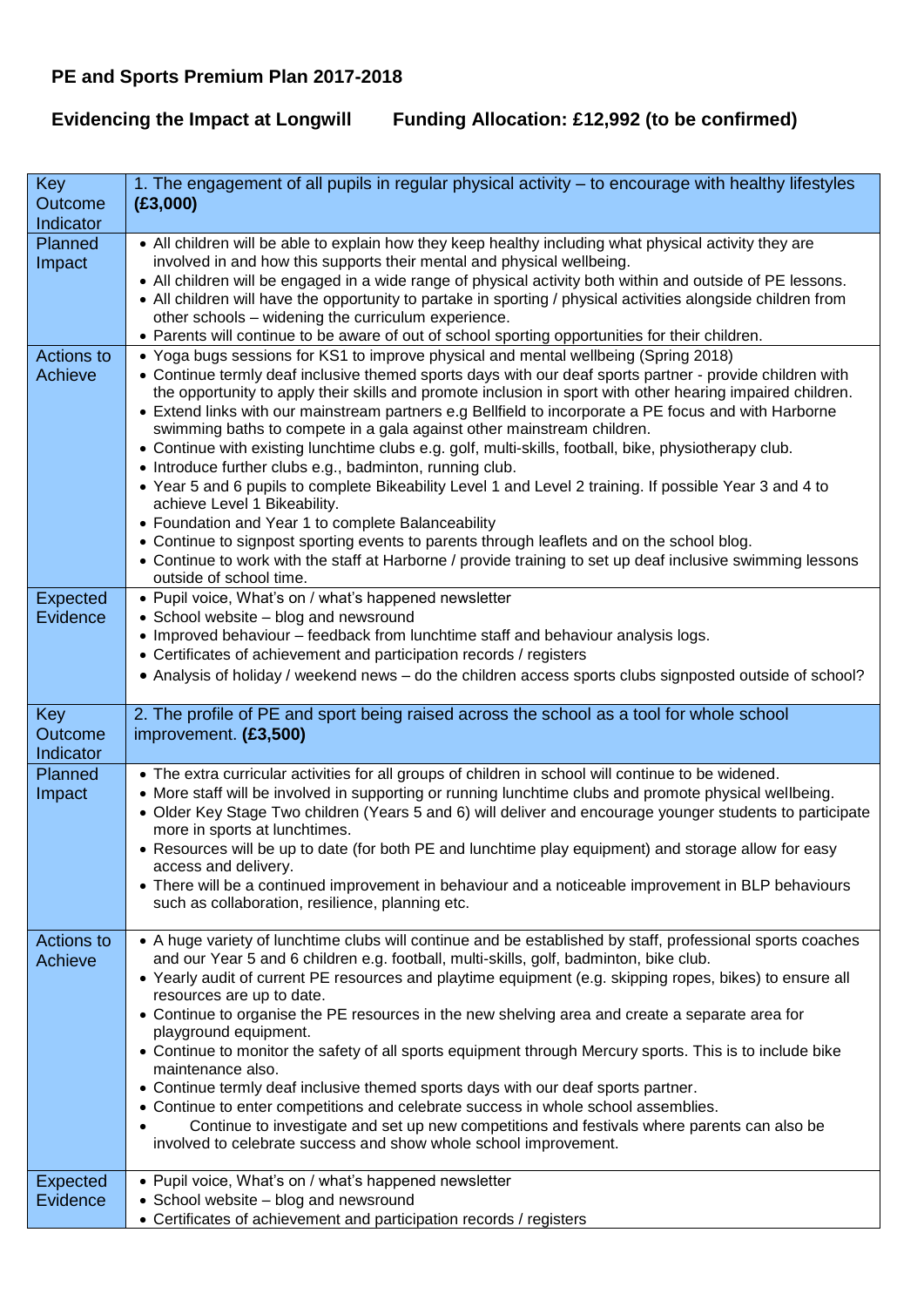# PE and Sports Premium Plan 2017-2018

## Evidencing the Impact at Longwill Funding Allocation: £12,992 (to be confirmed)

| Key Outcome Indicator | 1. The engagement of all pupils in regular physical activity – to encourage with healthy lifestyles **(£3,000)** |
|---|---|
| Planned Impact | • All children will be able to explain how they keep healthy including what physical activity they are involved in and how this supports their mental and physical wellbeing.<br>• All children will be engaged in a wide range of physical activity both within and outside of PE lessons.<br>• All children will have the opportunity to partake in sporting / physical activities alongside children from other schools – widening the curriculum experience.<br>• Parents will continue to be aware of out of school sporting opportunities for their children. |
| Actions to Achieve | • Yoga bugs sessions for KS1 to improve physical and mental wellbeing (Spring 2018)<br>• Continue termly deaf inclusive themed sports days with our deaf sports partner - provide children with the opportunity to apply their skills and promote inclusion in sport with other hearing impaired children.<br>• Extend links with our mainstream partners e.g Bellfield to incorporate a PE focus and with Harborne swimming baths to compete in a gala against other mainstream children.<br>• Continue with existing lunchtime clubs e.g. golf, multi-skills, football, bike, physiotherapy club.<br>• Introduce further clubs e.g., badminton, running club.<br>• Year 5 and 6 pupils to complete Bikeability Level 1 and Level 2 training. If possible Year 3 and 4 to achieve Level 1 Bikeability.<br>• Foundation and Year 1 to complete Balanceability<br>• Continue to signpost sporting events to parents through leaflets and on the school blog.<br>• Continue to work with the staff at Harborne / provide training to set up deaf inclusive swimming lessons outside of school time. |
| Expected Evidence | • Pupil voice, What's on / what's happened newsletter<br>• School website – blog and newsround<br>• Improved behaviour – feedback from lunchtime staff and behaviour analysis logs.<br>• Certificates of achievement and participation records / registers<br>• Analysis of holiday / weekend news – do the children access sports clubs signposted outside of school? |
| Key Outcome Indicator | 2. The profile of PE and sport being raised across the school as a tool for whole school improvement. **(£3,500)** |
| Planned Impact | • The extra curricular activities for all groups of children in school will continue to be widened.<br>• More staff will be involved in supporting or running lunchtime clubs and promote physical wellbeing.<br>• Older Key Stage Two children (Years 5 and 6) will deliver and encourage younger students to participate more in sports at lunchtimes.<br>• Resources will be up to date (for both PE and lunchtime play equipment) and storage allow for easy access and delivery.<br>• There will be a continued improvement in behaviour and a noticeable improvement in BLP behaviours such as collaboration, resilience, planning etc. |
| Actions to Achieve | • A huge variety of lunchtime clubs will continue and be established by staff, professional sports coaches and our Year 5 and 6 children e.g. football, multi-skills, golf, badminton, bike club.<br>• Yearly audit of current PE resources and playtime equipment (e.g. skipping ropes, bikes) to ensure all resources are up to date.<br>• Continue to organise the PE resources in the new shelving area and create a separate area for playground equipment.<br>• Continue to monitor the safety of all sports equipment through Mercury sports. This is to include bike maintenance also.<br>• Continue termly deaf inclusive themed sports days with our deaf sports partner.<br>• Continue to enter competitions and celebrate success in whole school assemblies.<br>• Continue to investigate and set up new competitions and festivals where parents can also be involved to celebrate success and show whole school improvement. |
| Expected Evidence | • Pupil voice, What's on / what's happened newsletter<br>• School website – blog and newsround<br>• Certificates of achievement and participation records / registers |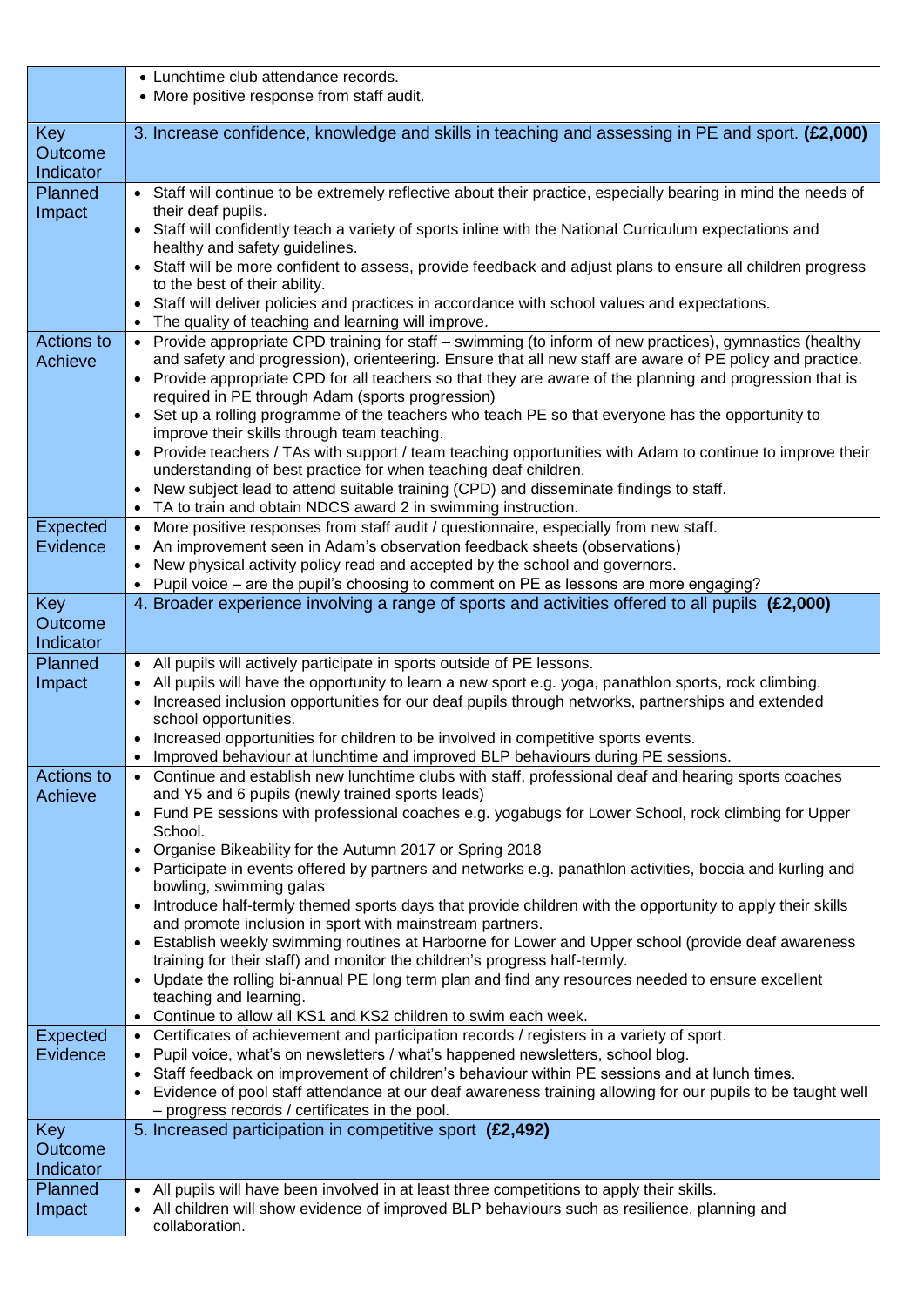| | |
|---|---|
| | • Lunchtime club attendance records.<br>• More positive response from staff audit. |
| **Key Outcome Indicator** | **3. Increase confidence, knowledge and skills in teaching and assessing in PE and sport. (£2,000)** |
| Planned Impact | • Staff will continue to be extremely reflective about their practice, especially bearing in mind the needs of their deaf pupils.<br>• Staff will confidently teach a variety of sports inline with the National Curriculum expectations and healthy and safety guidelines.<br>• Staff will be more confident to assess, provide feedback and adjust plans to ensure all children progress to the best of their ability.<br>• Staff will deliver policies and practices in accordance with school values and expectations.<br>• The quality of teaching and learning will improve. |
| Actions to Achieve | • Provide appropriate CPD training for staff – swimming (to inform of new practices), gymnastics (healthy and safety and progression), orienteering. Ensure that all new staff are aware of PE policy and practice.<br>• Provide appropriate CPD for all teachers so that they are aware of the planning and progression that is required in PE through Adam (sports progression)<br>• Set up a rolling programme of the teachers who teach PE so that everyone has the opportunity to improve their skills through team teaching.<br>• Provide teachers / TAs with support / team teaching opportunities with Adam to continue to improve their understanding of best practice for when teaching deaf children.<br>• New subject lead to attend suitable training (CPD) and disseminate findings to staff.<br>• TA to train and obtain NDCS award 2 in swimming instruction. |
| Expected Evidence | • More positive responses from staff audit / questionnaire, especially from new staff.<br>• An improvement seen in Adam's observation feedback sheets (observations)<br>• New physical activity policy read and accepted by the school and governors.<br>• Pupil voice – are the pupil's choosing to comment on PE as lessons are more engaging? |
| **Key Outcome Indicator** | **4. Broader experience involving a range of sports and activities offered to all pupils (£2,000)** |
| Planned Impact | • All pupils will actively participate in sports outside of PE lessons.<br>• All pupils will have the opportunity to learn a new sport e.g. yoga, panathlon sports, rock climbing.<br>• Increased inclusion opportunities for our deaf pupils through networks, partnerships and extended school opportunities.<br>• Increased opportunities for children to be involved in competitive sports events.<br>• Improved behaviour at lunchtime and improved BLP behaviours during PE sessions. |
| Actions to Achieve | • Continue and establish new lunchtime clubs with staff, professional deaf and hearing sports coaches and Y5 and 6 pupils (newly trained sports leads)<br>• Fund PE sessions with professional coaches e.g. yogabugs for Lower School, rock climbing for Upper School.<br>• Organise Bikeability for the Autumn 2017 or Spring 2018<br>• Participate in events offered by partners and networks e.g. panathlon activities, boccia and kurling and bowling, swimming galas<br>• Introduce half-termly themed sports days that provide children with the opportunity to apply their skills and promote inclusion in sport with mainstream partners.<br>• Establish weekly swimming routines at Harborne for Lower and Upper school (provide deaf awareness training for their staff) and monitor the children's progress half-termly.<br>• Update the rolling bi-annual PE long term plan and find any resources needed to ensure excellent teaching and learning.<br>• Continue to allow all KS1 and KS2 children to swim each week. |
| Expected Evidence | • Certificates of achievement and participation records / registers in a variety of sport.<br>• Pupil voice, what's on newsletters / what's happened newsletters, school blog.<br>• Staff feedback on improvement of children's behaviour within PE sessions and at lunch times.<br>• Evidence of pool staff attendance at our deaf awareness training allowing for our pupils to be taught well – progress records / certificates in the pool. |
| **Key Outcome Indicator** | **5. Increased participation in competitive sport (£2,492)** |
| Planned Impact | • All pupils will have been involved in at least three competitions to apply their skills.<br>• All children will show evidence of improved BLP behaviours such as resilience, planning and collaboration. |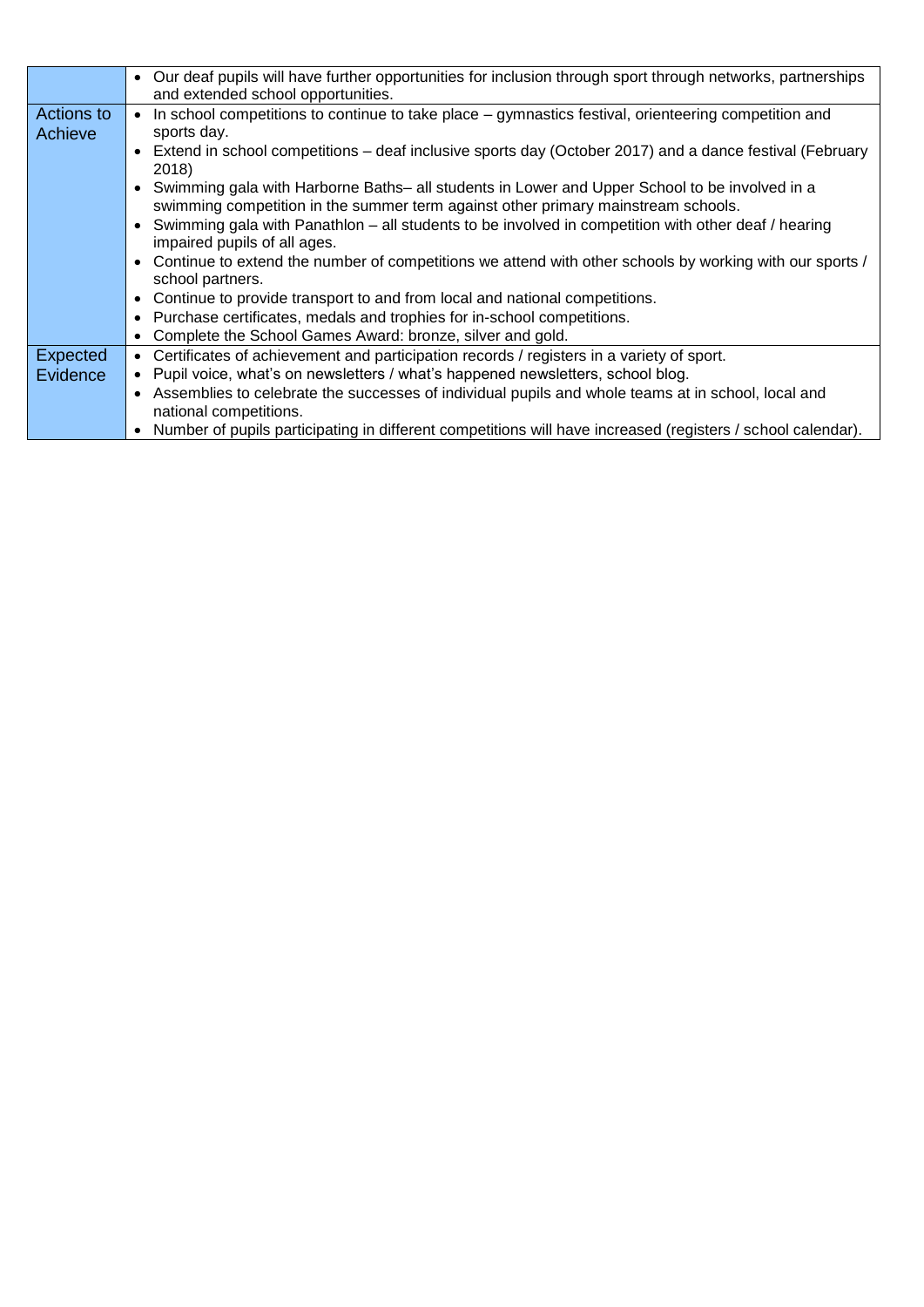| | |
|---|---|
| | • Our deaf pupils will have further opportunities for inclusion through sport through networks, partnerships and extended school opportunities. |
| Actions to Achieve | • In school competitions to continue to take place – gymnastics festival, orienteering competition and sports day.<br>• Extend in school competitions – deaf inclusive sports day (October 2017) and a dance festival (February 2018)<br>• Swimming gala with Harborne Baths– all students in Lower and Upper School to be involved in a swimming competition in the summer term against other primary mainstream schools.<br>• Swimming gala with Panathlon – all students to be involved in competition with other deaf / hearing impaired pupils of all ages.<br>• Continue to extend the number of competitions we attend with other schools by working with our sports / school partners.<br>• Continue to provide transport to and from local and national competitions.<br>• Purchase certificates, medals and trophies for in-school competitions.<br>• Complete the School Games Award: bronze, silver and gold. |
| Expected Evidence | • Certificates of achievement and participation records / registers in a variety of sport.<br>• Pupil voice, what's on newsletters / what's happened newsletters, school blog.<br>• Assemblies to celebrate the successes of individual pupils and whole teams at in school, local and national competitions.<br>• Number of pupils participating in different competitions will have increased (registers / school calendar). |